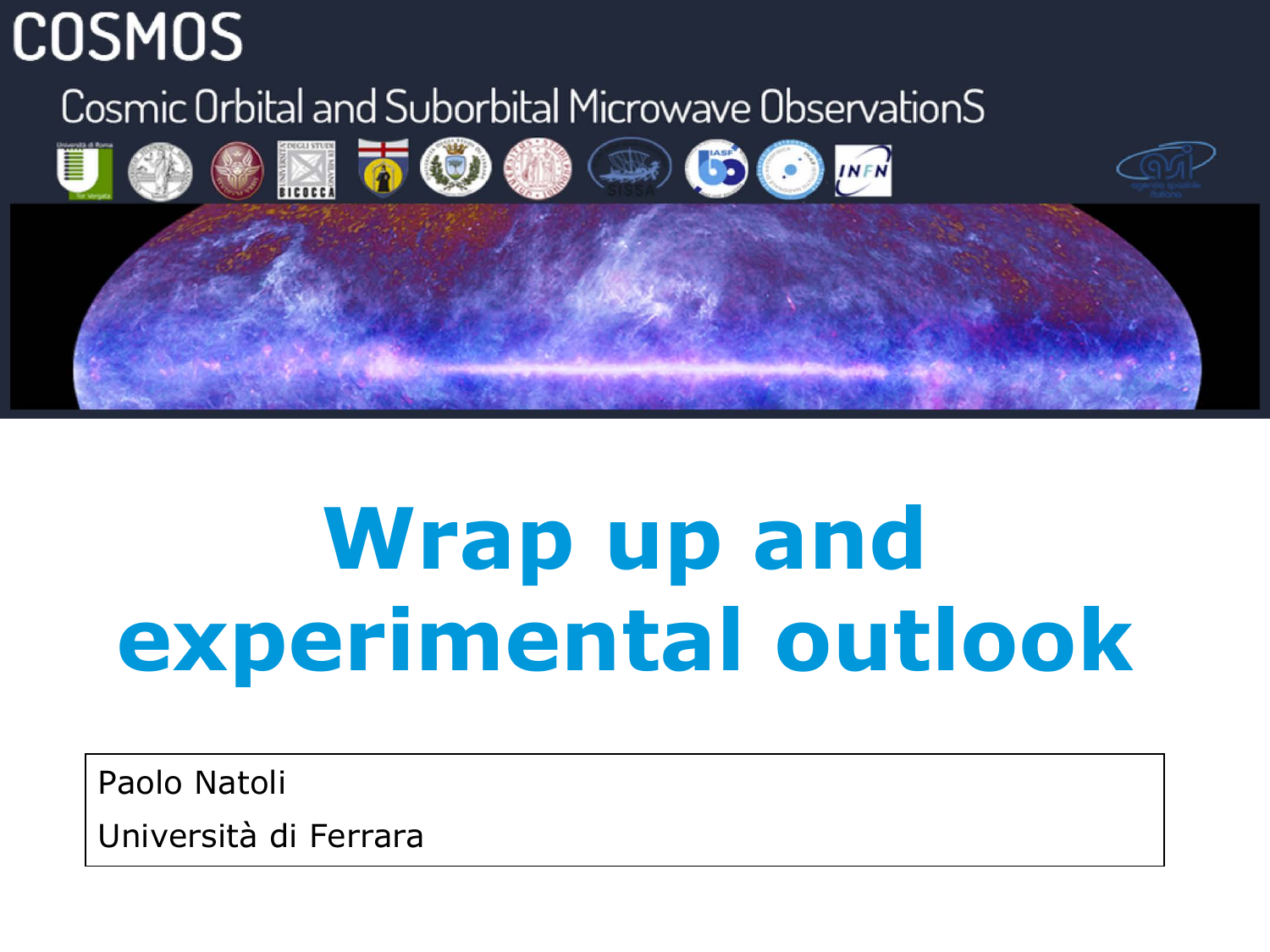# COSMOS

Cosmic Orbital and Suborbital Microwave ObservationS

# Wrap up and experimental outlook

Paolo Natoli

Università di Ferrara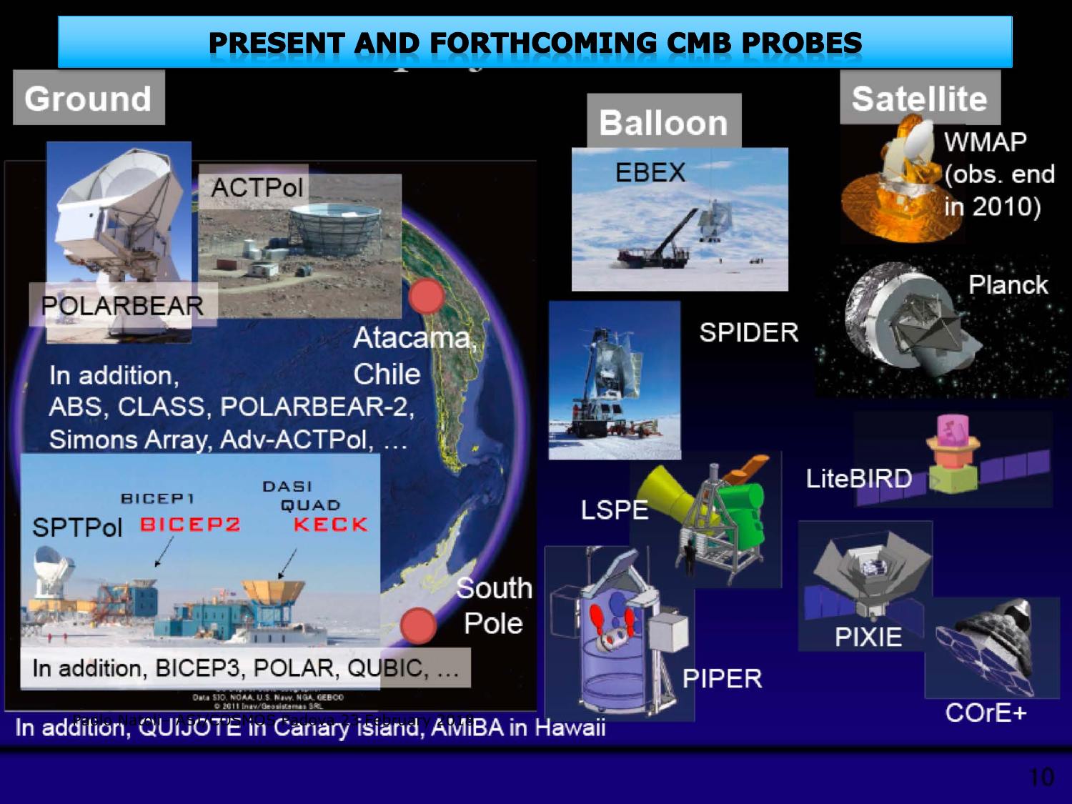# PRESENT AND FORTHCOMING CMB PROBES

## Ground

ACTPol

POLARBEAR

Atacama, Chile

In addition, ABS, CLASS, POLARBEAR-2, Simons Array, Adv-ACTPol, …

SPTPol

BICEP1

BICEP2

DASI

QUAD

KECK

South Pole

In addition, BICEP3, POLAR, QUBIC, …

In addition, QUIJOTE in Canary island, AMiBA in Hawaii

## Balloon

EBEX

SPIDER

LSPE

PIPER

## Satellite

WMAP (obs. end in 2010)

Planck

LiteBIRD

PIXIE

COrE+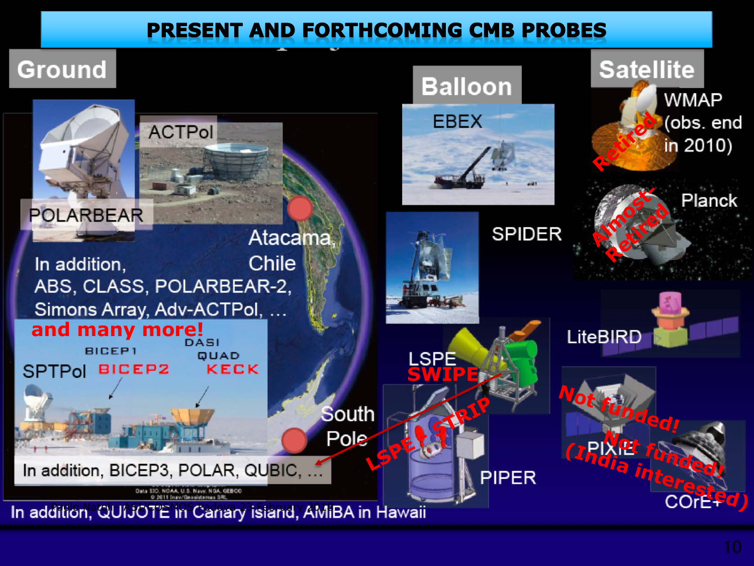# PRESENT AND FORTHCOMING CMB PROBES

## Ground

ACTPol

POLARBEAR

Atacama, Chile

In addition, ABS, CLASS, POLARBEAR-2, Simons Array, Adv-ACTPol, …

**and many more!**

BICEP1

DASI

QUAD

SPTPol

BICEP2

KECK

South Pole

In addition, BICEP3, POLAR, QUBIC, …

In addition, QUIJOTE in Canary island, AMiBA in Hawaii

## Balloon

EBEX

SPIDER

LSPE

SWIPE

LSPE - STRIP

PIPER

## Satellite

WMAP (obs. end in 2010) — Retired

Planck — Almost-Retired

LiteBIRD

PIXIE — Not funded!

COrE+ — Not funded! (India interested)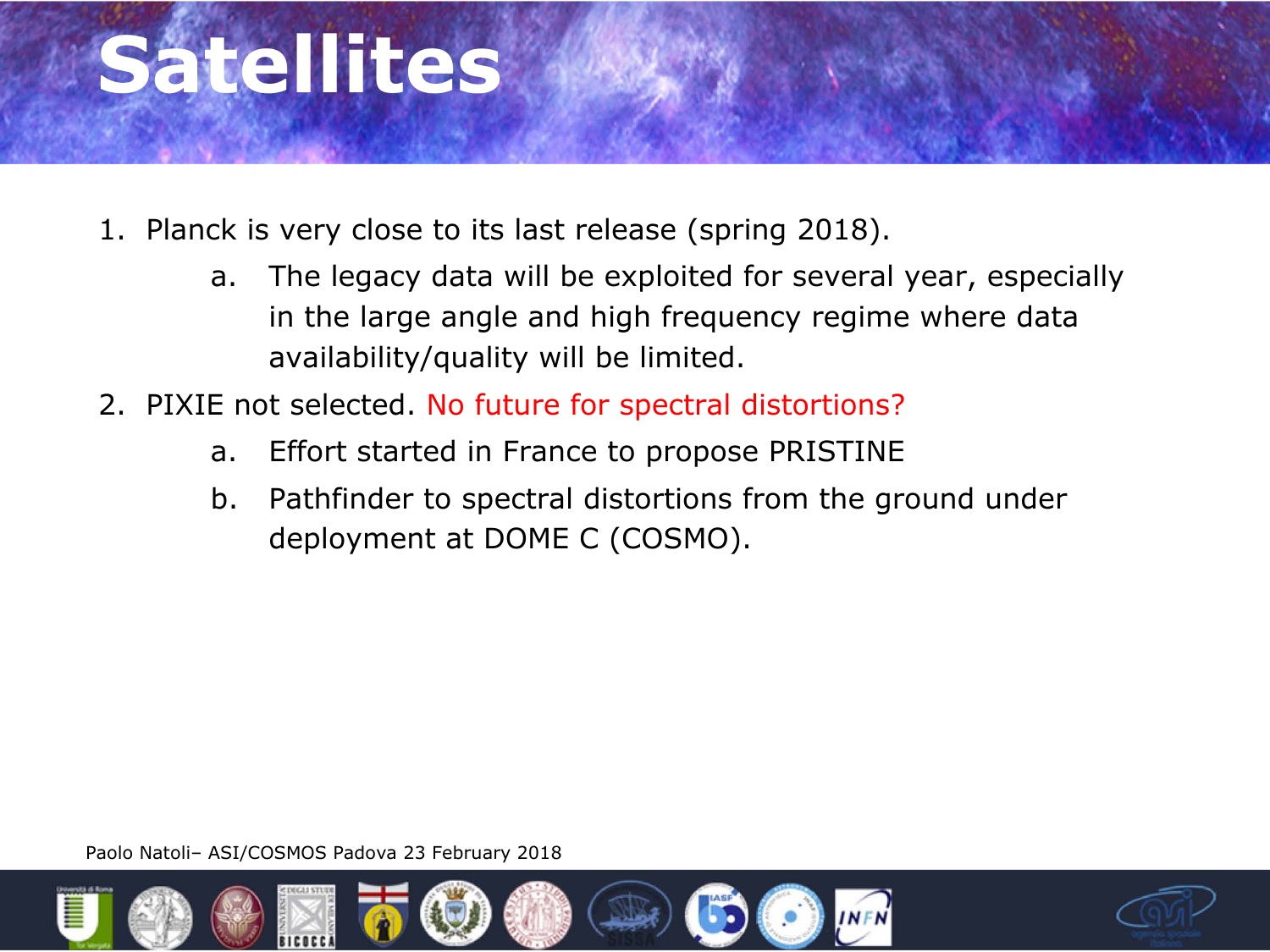# Satellites

1. Planck is very close to its last release (spring 2018).
   a. The legacy data will be exploited for several year, especially in the large angle and high frequency regime where data availability/quality will be limited.
2. PIXIE not selected. No future for spectral distortions?
   a. Effort started in France to propose PRISTINE
   b. Pathfinder to spectral distortions from the ground under deployment at DOME C (COSMO).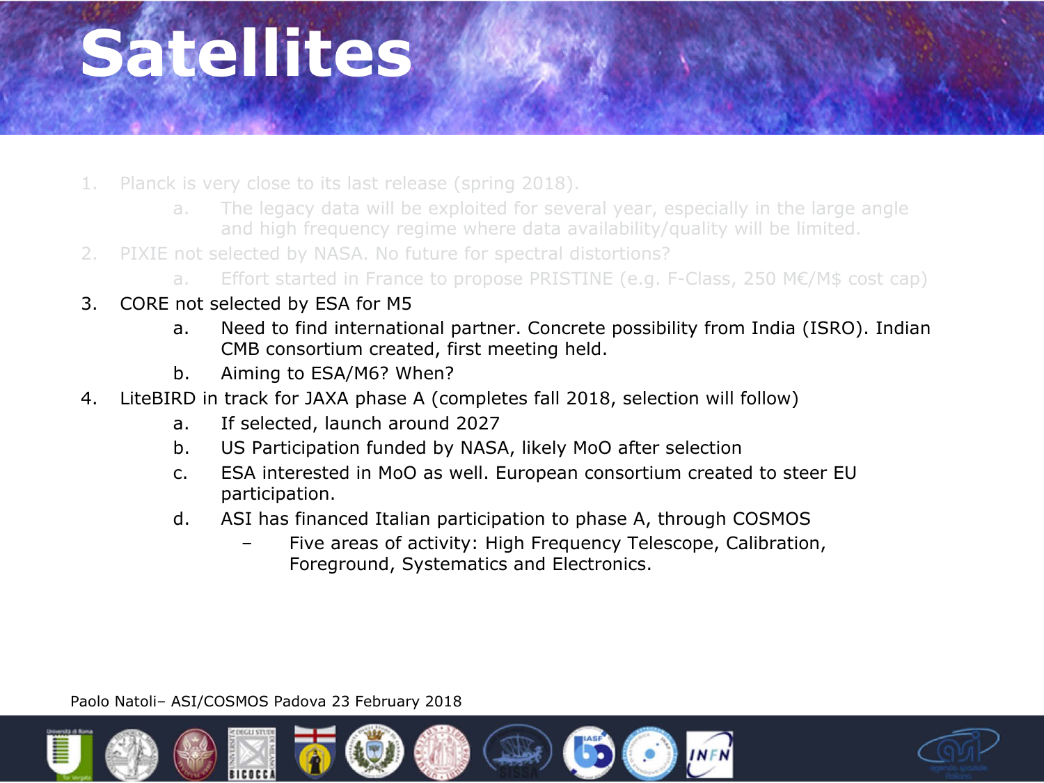# Satellites

1. Planck is very close to its last release (spring 2018).
   a. The legacy data will be exploited for several year, especially in the large angle and high frequency regime where data availability/quality will be limited.
2. PIXIE not selected by NASA. No future for spectral distortions?
   a. Effort started in France to propose PRISTINE (e.g. F-Class, 250 M€/M$ cost cap)
3. CORE not selected by ESA for M5
   a. Need to find international partner. Concrete possibility from India (ISRO). Indian CMB consortium created, first meeting held.
   b. Aiming to ESA/M6? When?
4. LiteBIRD in track for JAXA phase A (completes fall 2018, selection will follow)
   a. If selected, launch around 2027
   b. US Participation funded by NASA, likely MoO after selection
   c. ESA interested in MoO as well. European consortium created to steer EU participation.
   d. ASI has financed Italian participation to phase A, through COSMOS
      - Five areas of activity: High Frequency Telescope, Calibration, Foreground, Systematics and Electronics.

Paolo Natoli– ASI/COSMOS Padova 23 February 2018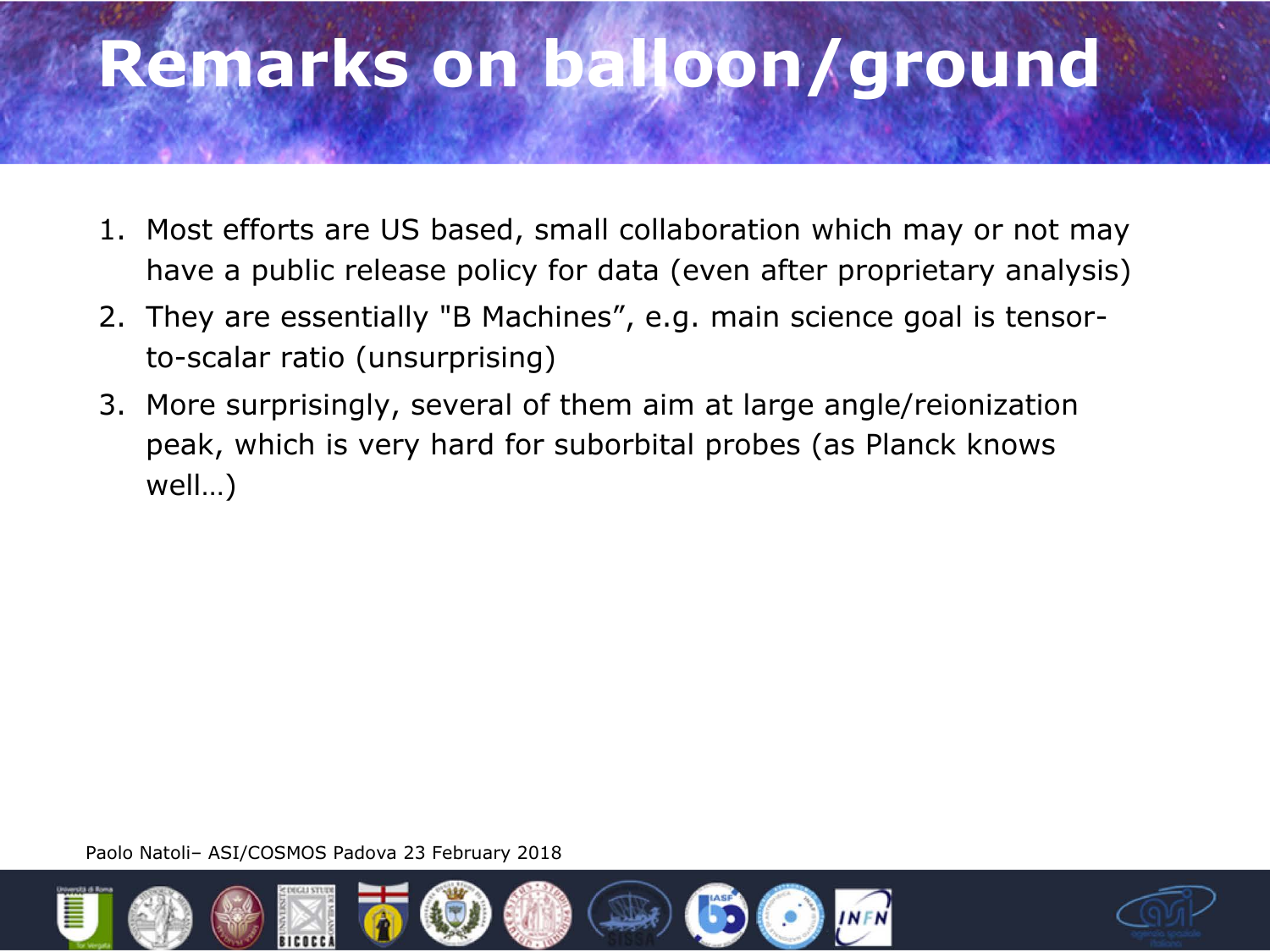# Remarks on balloon/ground

1. Most efforts are US based, small collaboration which may or not may have a public release policy for data (even after proprietary analysis)
2. They are essentially "B Machines", e.g. main science goal is tensor-to-scalar ratio (unsurprising)
3. More surprisingly, several of them aim at large angle/reionization peak, which is very hard for suborbital probes (as Planck knows well…)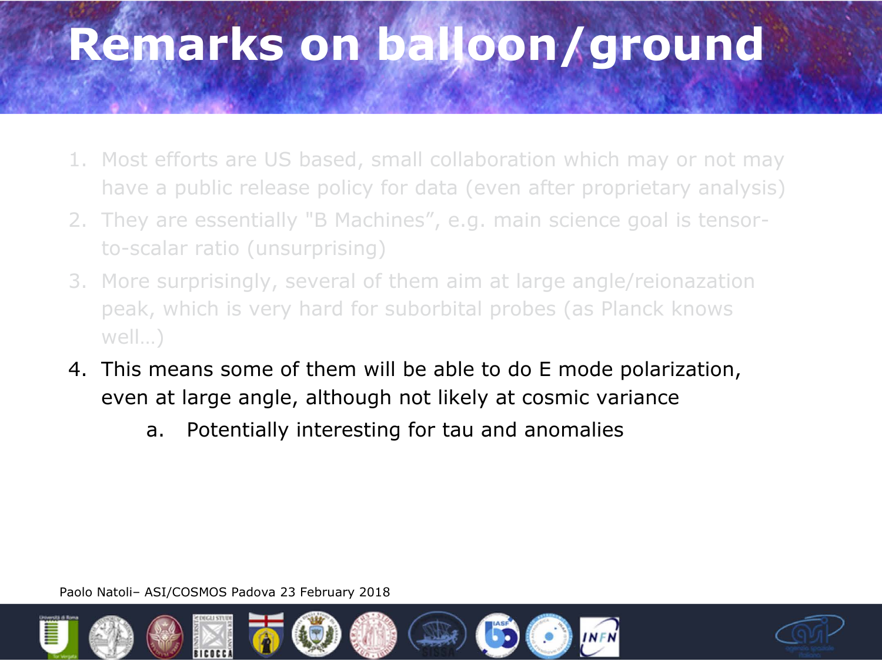# Remarks on balloon/ground

1. Most efforts are US based, small collaboration which may or not may have a public release policy for data (even after proprietary analysis)
2. They are essentially "B Machines", e.g. main science goal is tensor-to-scalar ratio (unsurprising)
3. More surprisingly, several of them aim at large angle/reionazation peak, which is very hard for suborbital probes (as Planck knows well…)
4. This means some of them will be able to do E mode polarization, even at large angle, although not likely at cosmic variance
   a. Potentially interesting for tau and anomalies

Paolo Natoli– ASI/COSMOS Padova 23 February 2018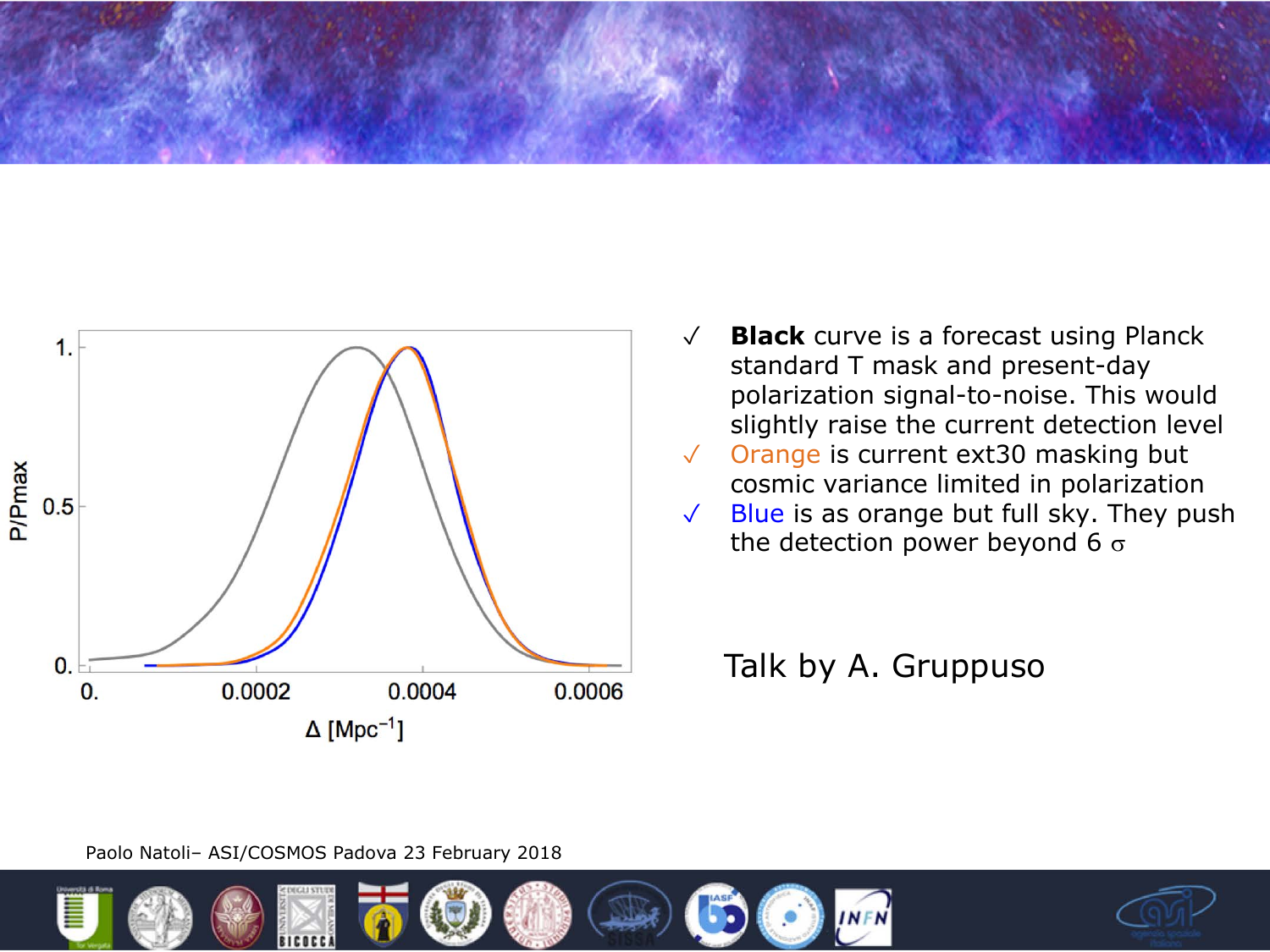- **Black** curve is a forecast using Planck standard T mask and present-day polarization signal-to-noise. This would slightly raise the current detection level
- Orange is current ext30 masking but cosmic variance limited in polarization
- Blue is as orange but full sky. They push the detection power beyond 6 $\sigma$

Talk by A. Gruppuso

Paolo Natoli– ASI/COSMOS Padova 23 February 2018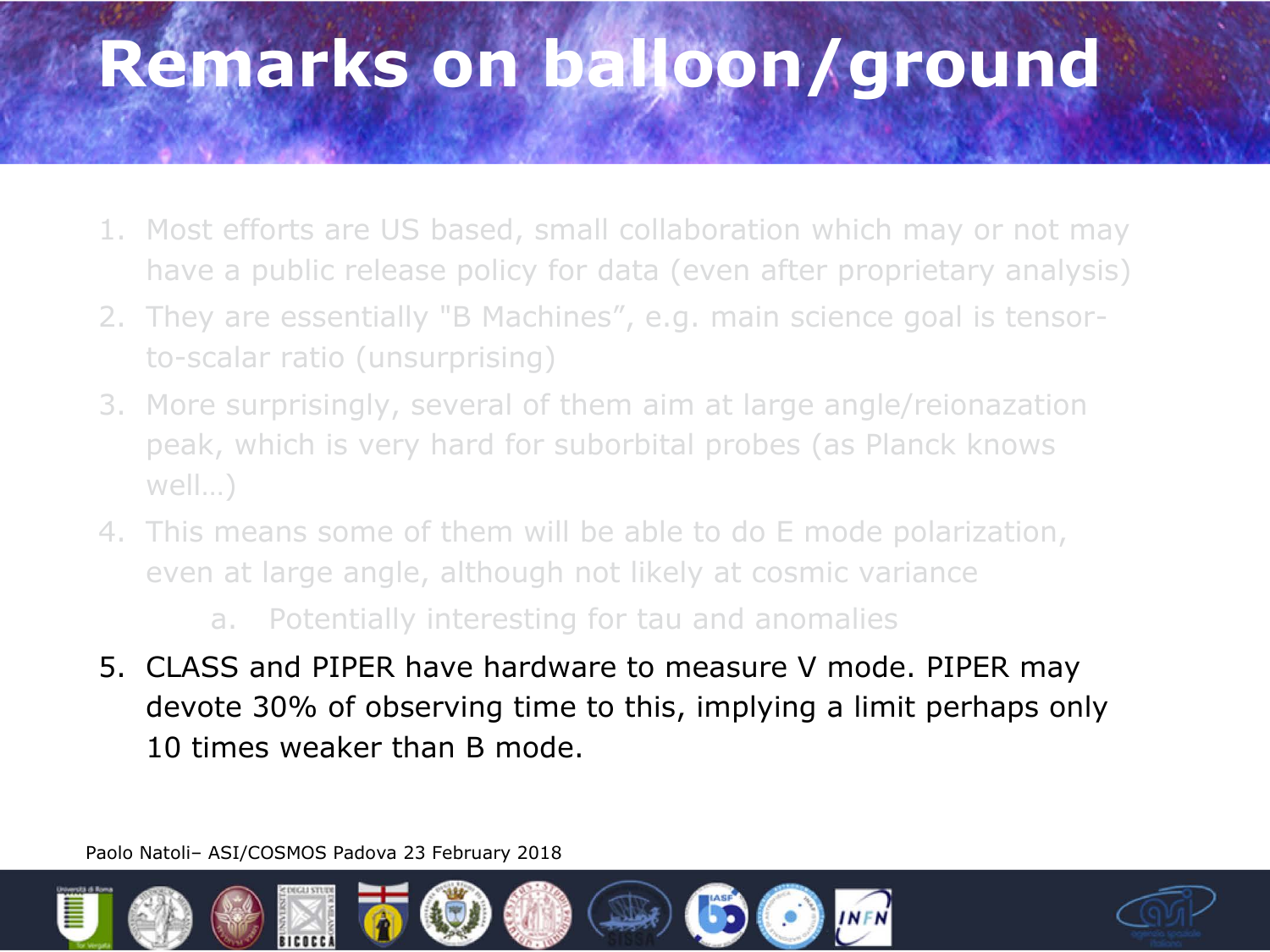# Remarks on balloon/ground

1. Most efforts are US based, small collaboration which may or not may have a public release policy for data (even after proprietary analysis)
2. They are essentially "B Machines", e.g. main science goal is tensor-to-scalar ratio (unsurprising)
3. More surprisingly, several of them aim at large angle/reionazation peak, which is very hard for suborbital probes (as Planck knows well…)
4. This means some of them will be able to do E mode polarization, even at large angle, although not likely at cosmic variance
    a. Potentially interesting for tau and anomalies
5. CLASS and PIPER have hardware to measure V mode. PIPER may devote 30% of observing time to this, implying a limit perhaps only 10 times weaker than B mode.

Paolo Natoli– ASI/COSMOS Padova 23 February 2018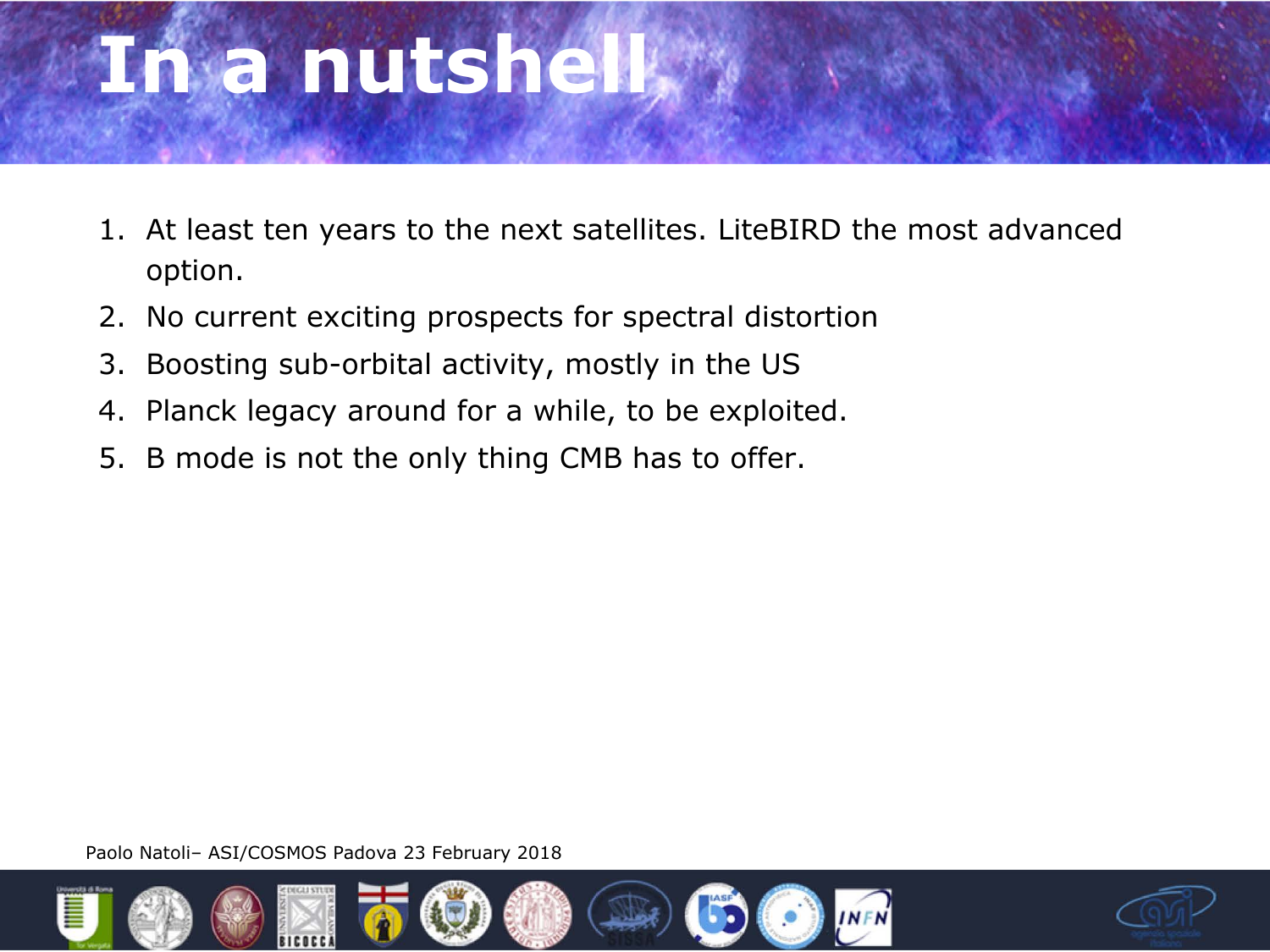# In a nutshell

1. At least ten years to the next satellites. LiteBIRD the most advanced option.
2. No current exciting prospects for spectral distortion
3. Boosting sub-orbital activity, mostly in the US
4. Planck legacy around for a while, to be exploited.
5. B mode is not the only thing CMB has to offer.